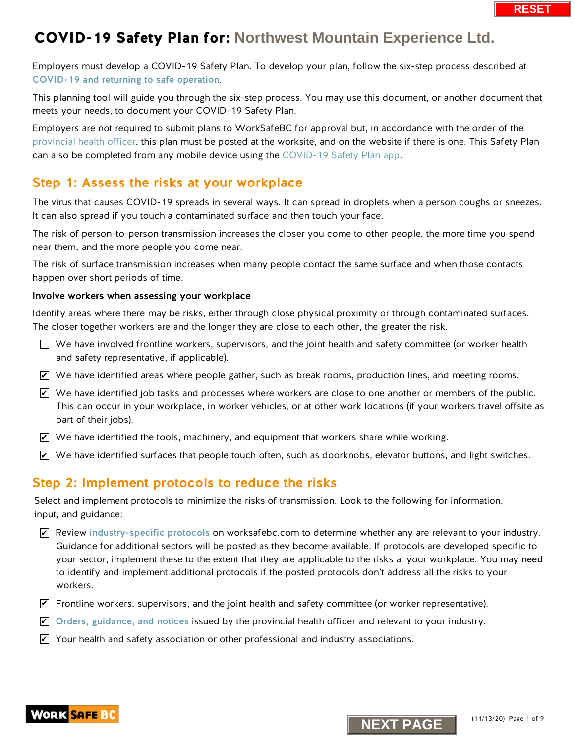# COVID-19 Safety Plan for: Northwest Mountain Experience Ltd.

Employers must develop a COVID-19 Safety Plan. To develop your plan, follow the six-step process described at COVID-19 and returning to safe operation.

This planning tool will guide you through the six-step process. You may use this document, or another document that meets your needs, to document your COVID-19 Safety Plan.

Employers are not required to submit plans to WorkSafeBC for approval but, in accordance with the order of the provincial health officer, this plan must be posted at the worksite, and on the website if there is one. This Safety Plan can also be completed from any mobile device using the COVID-19 Safety Plan app.

## Step 1: Assess the risks at your workplace

The virus that causes COVID-19 spreads in several ways. It can spread in droplets when a person coughs or sneezes. It can also spread if you touch a contaminated surface and then touch your face.

The risk of person-to-person transmission increases the closer you come to other people, the more time you spend near them, and the more people you come near.

The risk of surface transmission increases when many people contact the same surface and when those contacts happen over short periods of time.

**Involve workers when assessing your workplace**

Identify areas where there may be risks, either through close physical proximity or through contaminated surfaces. The closer together workers are and the longer they are close to each other, the greater the risk.

- [ ] We have involved frontline workers, supervisors, and the joint health and safety committee (or worker health and safety representative, if applicable).
- [x] We have identified areas where people gather, such as break rooms, production lines, and meeting rooms.
- [x] We have identified job tasks and processes where workers are close to one another or members of the public. This can occur in your workplace, in worker vehicles, or at other work locations (if your workers travel offsite as part of their jobs).
- [x] We have identified the tools, machinery, and equipment that workers share while working.
- [x] We have identified surfaces that people touch often, such as doorknobs, elevator buttons, and light switches.

## Step 2: Implement protocols to reduce the risks

Select and implement protocols to minimize the risks of transmission. Look to the following for information, input, and guidance:

- [x] Review industry-specific protocols on worksafebc.com to determine whether any are relevant to your industry. Guidance for additional sectors will be posted as they become available. If protocols are developed specific to your sector, implement these to the extent that they are applicable to the risks at your workplace. You may need to identify and implement additional protocols if the posted protocols don't address all the risks to your workers.
- [x] Frontline workers, supervisors, and the joint health and safety committee (or worker representative).
- [x] Orders, guidance, and notices issued by the provincial health officer and relevant to your industry.
- [x] Your health and safety association or other professional and industry associations.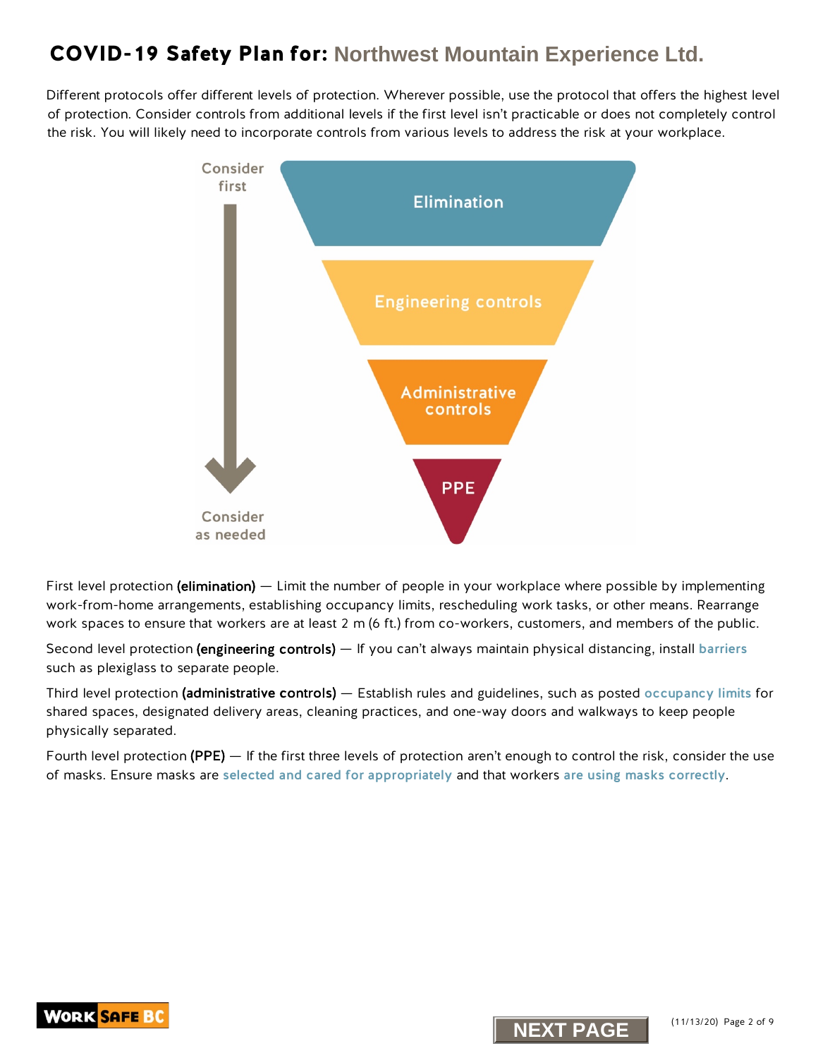# COVID-19 Safety Plan for: Northwest Mountain Experience Ltd.

Different protocols offer different levels of protection. Wherever possible, use the protocol that offers the highest level of protection. Consider controls from additional levels if the first level isn't practicable or does not completely control the risk. You will likely need to incorporate controls from various levels to address the risk at your workplace.

Consider first

Elimination

Engineering controls

Administrative controls

PPE

Consider as needed

First level protection **(elimination)** — Limit the number of people in your workplace where possible by implementing work-from-home arrangements, establishing occupancy limits, rescheduling work tasks, or other means. Rearrange work spaces to ensure that workers are at least 2 m (6 ft.) from co-workers, customers, and members of the public.

Second level protection **(engineering controls)** — If you can't always maintain physical distancing, install barriers such as plexiglass to separate people.

Third level protection **(administrative controls)** — Establish rules and guidelines, such as posted occupancy limits for shared spaces, designated delivery areas, cleaning practices, and one-way doors and walkways to keep people physically separated.

Fourth level protection **(PPE)** — If the first three levels of protection aren't enough to control the risk, consider the use of masks. Ensure masks are selected and cared for appropriately and that workers are using masks correctly.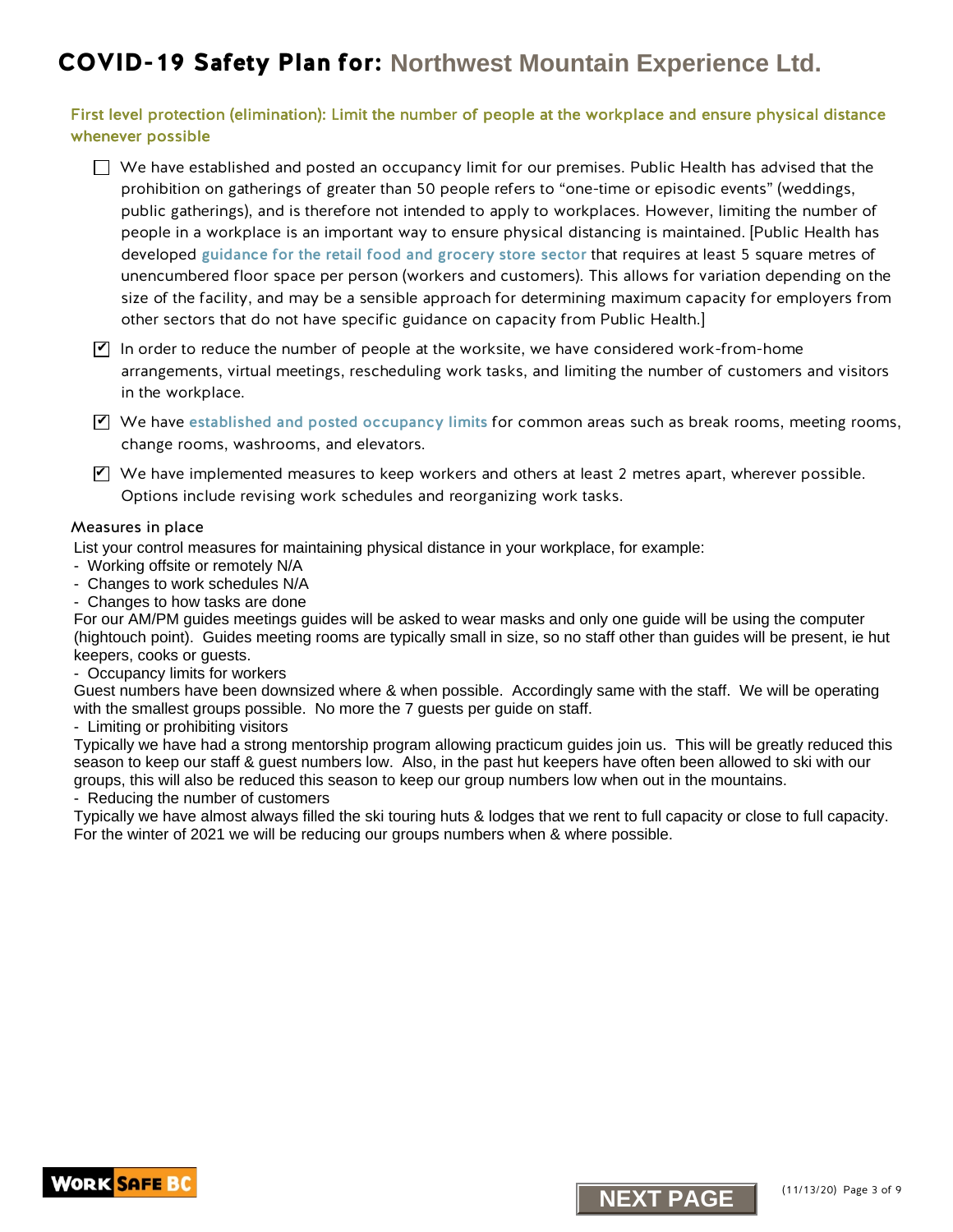# COVID-19 Safety Plan for: Northwest Mountain Experience Ltd.

## First level protection (elimination): Limit the number of people at the workplace and ensure physical distance whenever possible

- [ ] We have established and posted an occupancy limit for our premises. Public Health has advised that the prohibition on gatherings of greater than 50 people refers to "one-time or episodic events" (weddings, public gatherings), and is therefore not intended to apply to workplaces. However, limiting the number of people in a workplace is an important way to ensure physical distancing is maintained. [Public Health has developed guidance for the retail food and grocery store sector that requires at least 5 square metres of unencumbered floor space per person (workers and customers). This allows for variation depending on the size of the facility, and may be a sensible approach for determining maximum capacity for employers from other sectors that do not have specific guidance on capacity from Public Health.]
- [x] In order to reduce the number of people at the worksite, we have considered work-from-home arrangements, virtual meetings, rescheduling work tasks, and limiting the number of customers and visitors in the workplace.
- [x] We have established and posted occupancy limits for common areas such as break rooms, meeting rooms, change rooms, washrooms, and elevators.
- [x] We have implemented measures to keep workers and others at least 2 metres apart, wherever possible. Options include revising work schedules and reorganizing work tasks.

### Measures in place

List your control measures for maintaining physical distance in your workplace, for example:

- Working offsite or remotely N/A
- Changes to work schedules N/A
- Changes to how tasks are done

For our AM/PM guides meetings guides will be asked to wear masks and only one guide will be using the computer (hightouch point). Guides meeting rooms are typically small in size, so no staff other than guides will be present, ie hut keepers, cooks or guests.

- Occupancy limits for workers

Guest numbers have been downsized where & when possible. Accordingly same with the staff. We will be operating with the smallest groups possible. No more the 7 guests per guide on staff.

- Limiting or prohibiting visitors

Typically we have had a strong mentorship program allowing practicum guides join us. This will be greatly reduced this season to keep our staff & guest numbers low. Also, in the past hut keepers have often been allowed to ski with our groups, this will also be reduced this season to keep our group numbers low when out in the mountains.

- Reducing the number of customers

Typically we have almost always filled the ski touring huts & lodges that we rent to full capacity or close to full capacity. For the winter of 2021 we will be reducing our groups numbers when & where possible.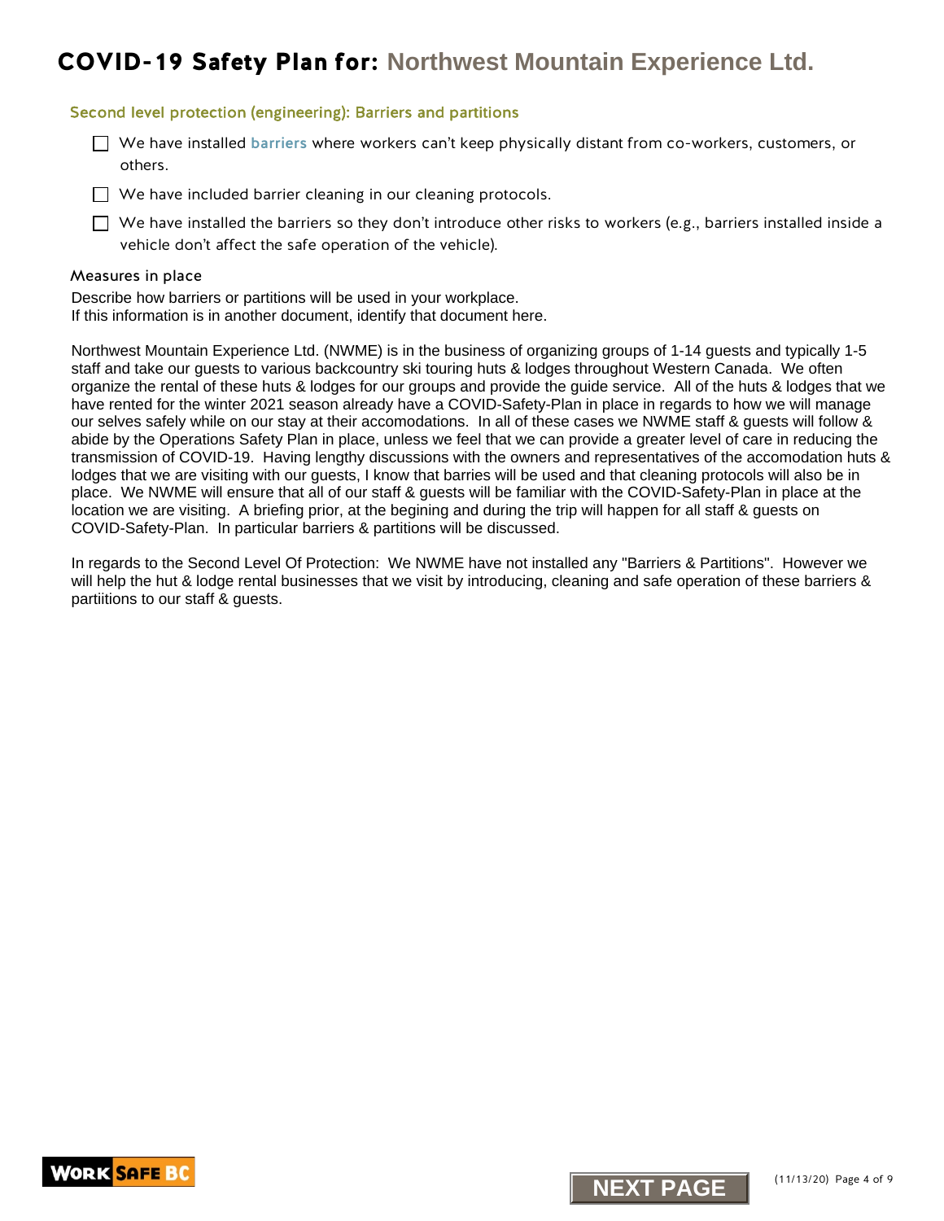# COVID-19 Safety Plan for: Northwest Mountain Experience Ltd.

## Second level protection (engineering): Barriers and partitions

- ☐ We have installed **barriers** where workers can't keep physically distant from co-workers, customers, or others.
- ☐ We have included barrier cleaning in our cleaning protocols.
- ☐ We have installed the barriers so they don't introduce other risks to workers (e.g., barriers installed inside a vehicle don't affect the safe operation of the vehicle).

### Measures in place

Describe how barriers or partitions will be used in your workplace.
If this information is in another document, identify that document here.

Northwest Mountain Experience Ltd. (NWME) is in the business of organizing groups of 1-14 guests and typically 1-5 staff and take our guests to various backcountry ski touring huts & lodges throughout Western Canada. We often organize the rental of these huts & lodges for our groups and provide the guide service. All of the huts & lodges that we have rented for the winter 2021 season already have a COVID-Safety-Plan in place in regards to how we will manage our selves safely while on our stay at their accomodations. In all of these cases we NWME staff & guests will follow & abide by the Operations Safety Plan in place, unless we feel that we can provide a greater level of care in reducing the transmission of COVID-19. Having lengthy discussions with the owners and representatives of the accomodation huts & lodges that we are visiting with our guests, I know that barries will be used and that cleaning protocols will also be in place. We NWME will ensure that all of our staff & guests will be familiar with the COVID-Safety-Plan in place at the location we are visiting. A briefing prior, at the begining and during the trip will happen for all staff & guests on COVID-Safety-Plan. In particular barriers & partitions will be discussed.

In regards to the Second Level Of Protection: We NWME have not installed any "Barriers & Partitions". However we will help the hut & lodge rental businesses that we visit by introducing, cleaning and safe operation of these barriers & partiitions to our staff & guests.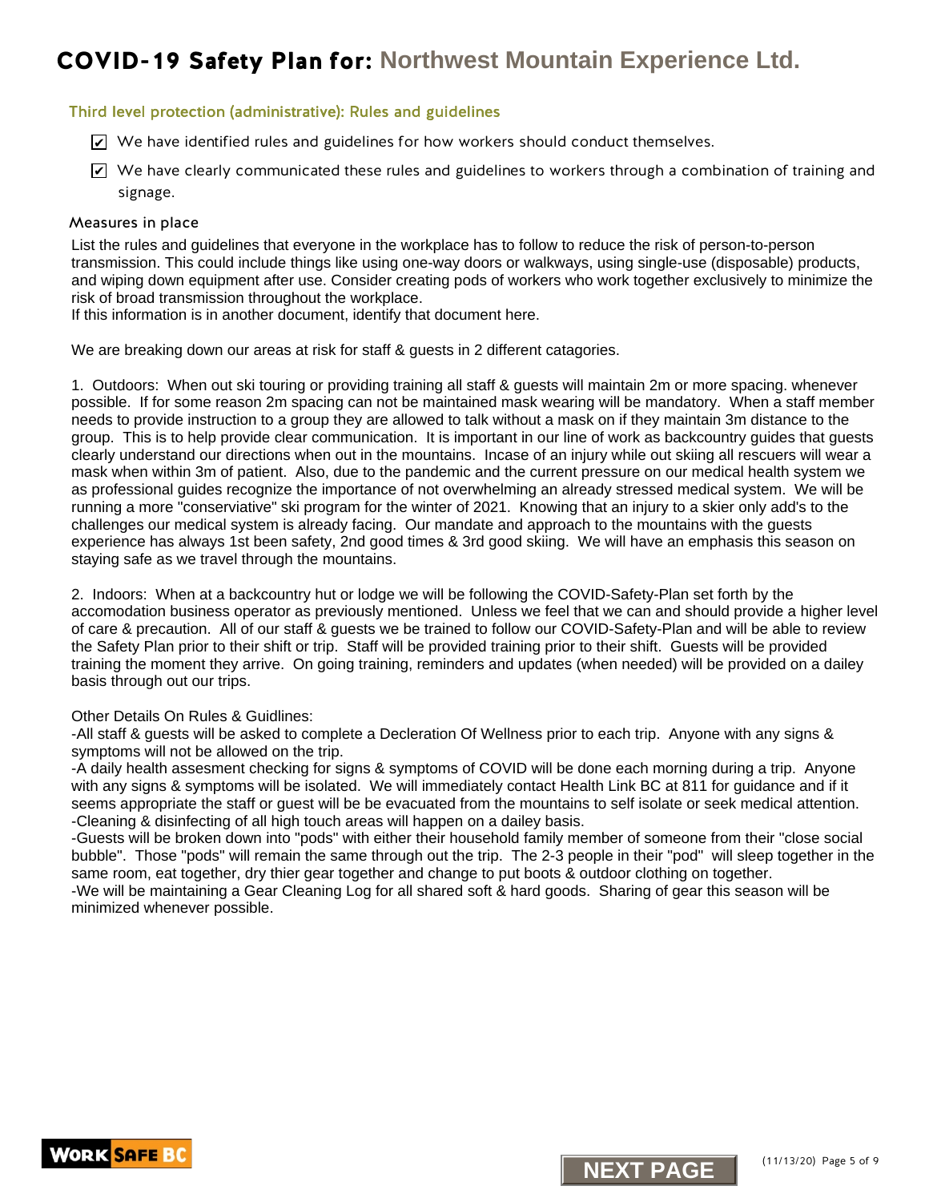# COVID-19 Safety Plan for: Northwest Mountain Experience Ltd.

### Third level protection (administrative): Rules and guidelines

- ☑ We have identified rules and guidelines for how workers should conduct themselves.
- ☑ We have clearly communicated these rules and guidelines to workers through a combination of training and signage.

#### Measures in place

List the rules and guidelines that everyone in the workplace has to follow to reduce the risk of person-to-person transmission. This could include things like using one-way doors or walkways, using single-use (disposable) products, and wiping down equipment after use. Consider creating pods of workers who work together exclusively to minimize the risk of broad transmission throughout the workplace.
If this information is in another document, identify that document here.

We are breaking down our areas at risk for staff & guests in 2 different catagories.

1. Outdoors: When out ski touring or providing training all staff & guests will maintain 2m or more spacing. whenever possible. If for some reason 2m spacing can not be maintained mask wearing will be mandatory. When a staff member needs to provide instruction to a group they are allowed to talk without a mask on if they maintain 3m distance to the group. This is to help provide clear communication. It is important in our line of work as backcountry guides that guests clearly understand our directions when out in the mountains. Incase of an injury while out skiing all rescuers will wear a mask when within 3m of patient. Also, due to the pandemic and the current pressure on our medical health system we as professional guides recognize the importance of not overwhelming an already stressed medical system. We will be running a more "conserviative" ski program for the winter of 2021. Knowing that an injury to a skier only add's to the challenges our medical system is already facing. Our mandate and approach to the mountains with the guests experience has always 1st been safety, 2nd good times & 3rd good skiing. We will have an emphasis this season on staying safe as we travel through the mountains.

2. Indoors: When at a backcountry hut or lodge we will be following the COVID-Safety-Plan set forth by the accomodation business operator as previously mentioned. Unless we feel that we can and should provide a higher level of care & precaution. All of our staff & guests we be trained to follow our COVID-Safety-Plan and will be able to review the Safety Plan prior to their shift or trip. Staff will be provided training prior to their shift. Guests will be provided training the moment they arrive. On going training, reminders and updates (when needed) will be provided on a dailey basis through out our trips.

Other Details On Rules & Guidlines:
-All staff & guests will be asked to complete a Decleration Of Wellness prior to each trip. Anyone with any signs & symptoms will not be allowed on the trip.
-A daily health assesment checking for signs & symptoms of COVID will be done each morning during a trip. Anyone with any signs & symptoms will be isolated. We will immediately contact Health Link BC at 811 for guidance and if it seems appropriate the staff or guest will be be evacuated from the mountains to self isolate or seek medical attention.
-Cleaning & disinfecting of all high touch areas will happen on a dailey basis.
-Guests will be broken down into "pods" with either their household family member of someone from their "close social bubble". Those "pods" will remain the same through out the trip. The 2-3 people in their "pod" will sleep together in the same room, eat together, dry thier gear together and change to put boots & outdoor clothing on together.
-We will be maintaining a Gear Cleaning Log for all shared soft & hard goods. Sharing of gear this season will be minimized whenever possible.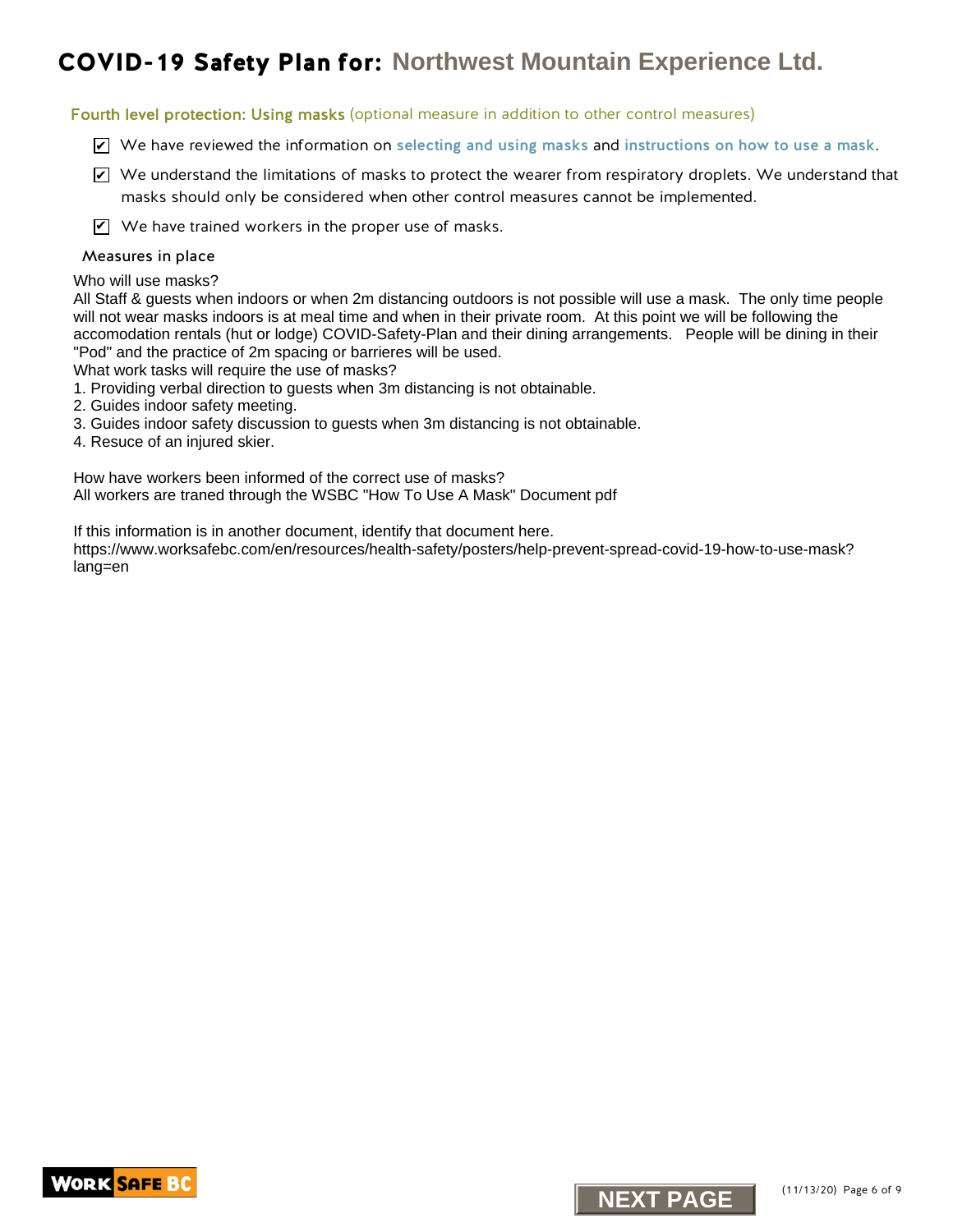# COVID-19 Safety Plan for: Northwest Mountain Experience Ltd.

## Fourth level protection: Using masks (optional measure in addition to other control measures)

- [x] We have reviewed the information on selecting and using masks and instructions on how to use a mask.
- [x] We understand the limitations of masks to protect the wearer from respiratory droplets. We understand that masks should only be considered when other control measures cannot be implemented.
- [x] We have trained workers in the proper use of masks.

### Measures in place

Who will use masks?
All Staff & guests when indoors or when 2m distancing outdoors is not possible will use a mask. The only time people will not wear masks indoors is at meal time and when in their private room. At this point we will be following the accomodation rentals (hut or lodge) COVID-Safety-Plan and their dining arrangements. People will be dining in their "Pod" and the practice of 2m spacing or barrieres will be used.
What work tasks will require the use of masks?
1. Providing verbal direction to guests when 3m distancing is not obtainable.
2. Guides indoor safety meeting.
3. Guides indoor safety discussion to guests when 3m distancing is not obtainable.
4. Resuce of an injured skier.

How have workers been informed of the correct use of masks?
All workers are traned through the WSBC "How To Use A Mask" Document pdf

If this information is in another document, identify that document here.
https://www.worksafebc.com/en/resources/health-safety/posters/help-prevent-spread-covid-19-how-to-use-mask?lang=en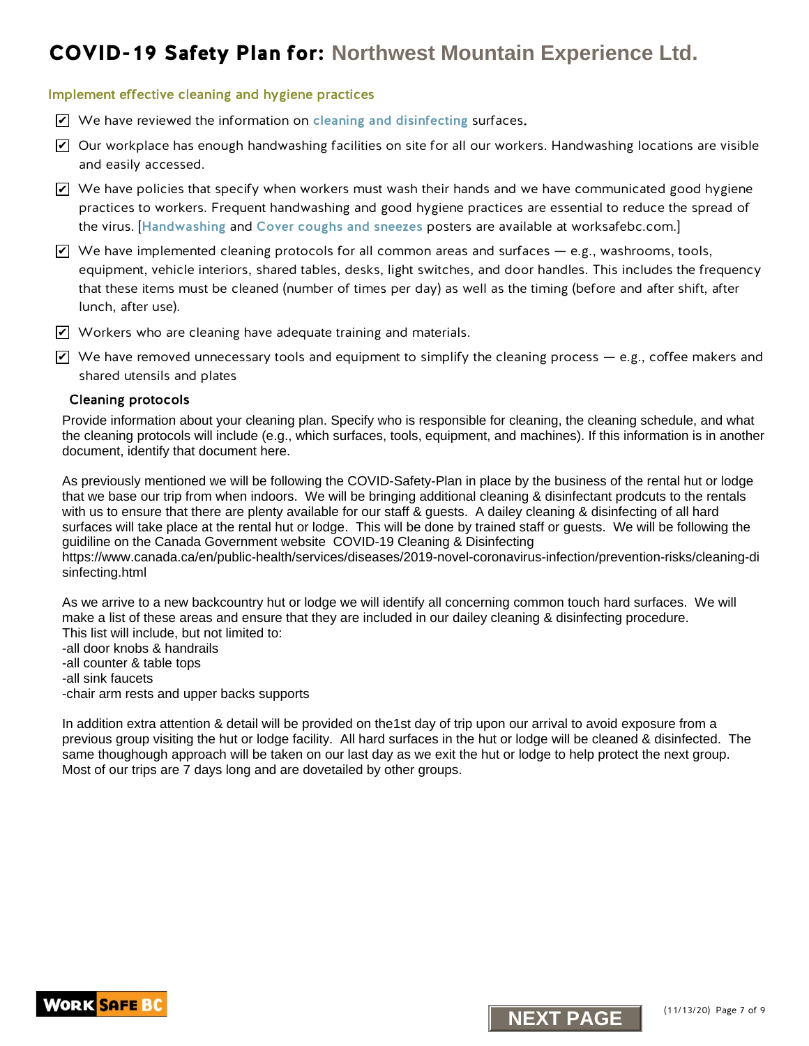# COVID-19 Safety Plan for: Northwest Mountain Experience Ltd.

## Implement effective cleaning and hygiene practices

- [x] We have reviewed the information on cleaning and disinfecting surfaces.
- [x] Our workplace has enough handwashing facilities on site for all our workers. Handwashing locations are visible and easily accessed.
- [x] We have policies that specify when workers must wash their hands and we have communicated good hygiene practices to workers. Frequent handwashing and good hygiene practices are essential to reduce the spread of the virus. [Handwashing and Cover coughs and sneezes posters are available at worksafebc.com.]
- [x] We have implemented cleaning protocols for all common areas and surfaces — e.g., washrooms, tools, equipment, vehicle interiors, shared tables, desks, light switches, and door handles. This includes the frequency that these items must be cleaned (number of times per day) as well as the timing (before and after shift, after lunch, after use).
- [x] Workers who are cleaning have adequate training and materials.
- [x] We have removed unnecessary tools and equipment to simplify the cleaning process — e.g., coffee makers and shared utensils and plates

### Cleaning protocols

Provide information about your cleaning plan. Specify who is responsible for cleaning, the cleaning schedule, and what the cleaning protocols will include (e.g., which surfaces, tools, equipment, and machines). If this information is in another document, identify that document here.

As previously mentioned we will be following the COVID-Safety-Plan in place by the business of the rental hut or lodge that we base our trip from when indoors. We will be bringing additional cleaning & disinfectant prodcuts to the rentals with us to ensure that there are plenty available for our staff & guests. A dailey cleaning & disinfecting of all hard surfaces will take place at the rental hut or lodge. This will be done by trained staff or guests. We will be following the guidiline on the Canada Government website COVID-19 Cleaning & Disinfecting
https://www.canada.ca/en/public-health/services/diseases/2019-novel-coronavirus-infection/prevention-risks/cleaning-disinfecting.html

As we arrive to a new backcountry hut or lodge we will identify all concerning common touch hard surfaces. We will make a list of these areas and ensure that they are included in our dailey cleaning & disinfecting procedure.
This list will include, but not limited to:
-all door knobs & handrails
-all counter & table tops
-all sink faucets
-chair arm rests and upper backs supports

In addition extra attention & detail will be provided on the1st day of trip upon our arrival to avoid exposure from a previous group visiting the hut or lodge facility. All hard surfaces in the hut or lodge will be cleaned & disinfected. The same thoughough approach will be taken on our last day as we exit the hut or lodge to help protect the next group. Most of our trips are 7 days long and are dovetailed by other groups.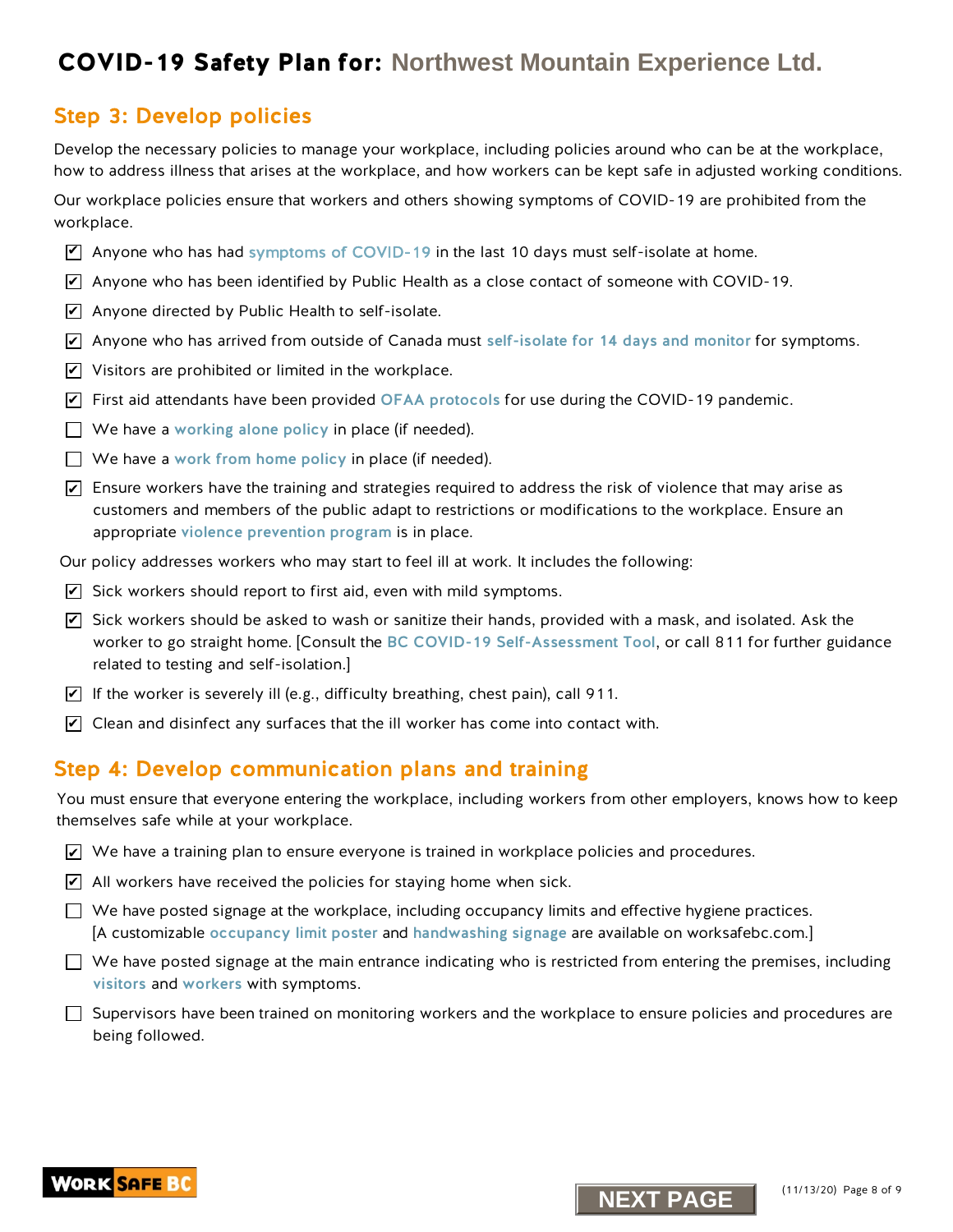# COVID-19 Safety Plan for: Northwest Mountain Experience Ltd.

## Step 3: Develop policies

Develop the necessary policies to manage your workplace, including policies around who can be at the workplace, how to address illness that arises at the workplace, and how workers can be kept safe in adjusted working conditions.

Our workplace policies ensure that workers and others showing symptoms of COVID-19 are prohibited from the workplace.

- [x] Anyone who has had symptoms of COVID-19 in the last 10 days must self-isolate at home.
- [x] Anyone who has been identified by Public Health as a close contact of someone with COVID-19.
- [x] Anyone directed by Public Health to self-isolate.
- [x] Anyone who has arrived from outside of Canada must self-isolate for 14 days and monitor for symptoms.
- [x] Visitors are prohibited or limited in the workplace.
- [x] First aid attendants have been provided OFAA protocols for use during the COVID-19 pandemic.
- [ ] We have a working alone policy in place (if needed).
- [ ] We have a work from home policy in place (if needed).
- [x] Ensure workers have the training and strategies required to address the risk of violence that may arise as customers and members of the public adapt to restrictions or modifications to the workplace. Ensure an appropriate violence prevention program is in place.

Our policy addresses workers who may start to feel ill at work. It includes the following:

- [x] Sick workers should report to first aid, even with mild symptoms.
- [x] Sick workers should be asked to wash or sanitize their hands, provided with a mask, and isolated. Ask the worker to go straight home. [Consult the BC COVID-19 Self-Assessment Tool, or call 811 for further guidance related to testing and self-isolation.]
- [x] If the worker is severely ill (e.g., difficulty breathing, chest pain), call 911.
- [x] Clean and disinfect any surfaces that the ill worker has come into contact with.

## Step 4: Develop communication plans and training

You must ensure that everyone entering the workplace, including workers from other employers, knows how to keep themselves safe while at your workplace.

- [x] We have a training plan to ensure everyone is trained in workplace policies and procedures.
- [x] All workers have received the policies for staying home when sick.
- [ ] We have posted signage at the workplace, including occupancy limits and effective hygiene practices. [A customizable occupancy limit poster and handwashing signage are available on worksafebc.com.]
- [ ] We have posted signage at the main entrance indicating who is restricted from entering the premises, including visitors and workers with symptoms.
- [ ] Supervisors have been trained on monitoring workers and the workplace to ensure policies and procedures are being followed.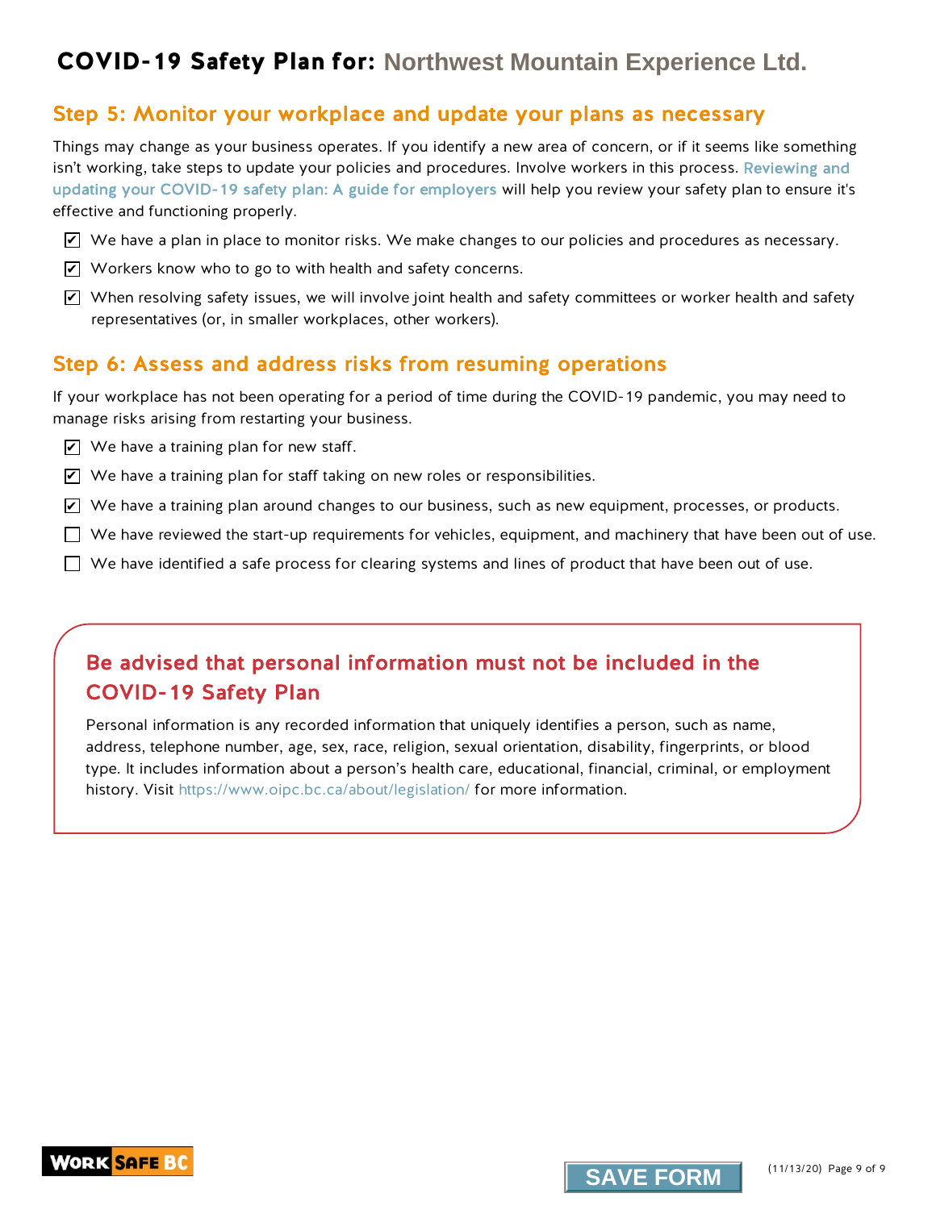# COVID-19 Safety Plan for: Northwest Mountain Experience Ltd.

## Step 5: Monitor your workplace and update your plans as necessary

Things may change as your business operates. If you identify a new area of concern, or if it seems like something isn't working, take steps to update your policies and procedures. Involve workers in this process. Reviewing and updating your COVID-19 safety plan: A guide for employers will help you review your safety plan to ensure it's effective and functioning properly.

- [x] We have a plan in place to monitor risks. We make changes to our policies and procedures as necessary.
- [x] Workers know who to go to with health and safety concerns.
- [x] When resolving safety issues, we will involve joint health and safety committees or worker health and safety representatives (or, in smaller workplaces, other workers).

## Step 6: Assess and address risks from resuming operations

If your workplace has not been operating for a period of time during the COVID-19 pandemic, you may need to manage risks arising from restarting your business.

- [x] We have a training plan for new staff.
- [x] We have a training plan for staff taking on new roles or responsibilities.
- [x] We have a training plan around changes to our business, such as new equipment, processes, or products.
- [ ] We have reviewed the start-up requirements for vehicles, equipment, and machinery that have been out of use.
- [ ] We have identified a safe process for clearing systems and lines of product that have been out of use.

### Be advised that personal information must not be included in the COVID-19 Safety Plan

Personal information is any recorded information that uniquely identifies a person, such as name, address, telephone number, age, sex, race, religion, sexual orientation, disability, fingerprints, or blood type. It includes information about a person's health care, educational, financial, criminal, or employment history. Visit https://www.oipc.bc.ca/about/legislation/ for more information.